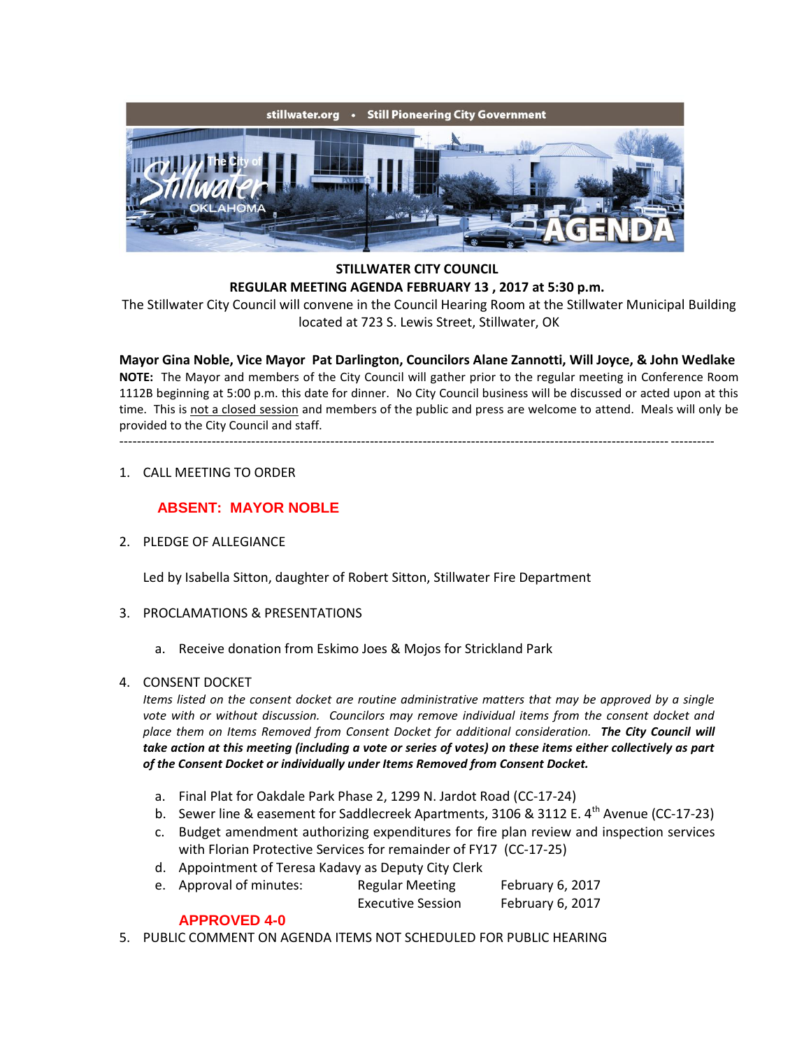stillwater.org • Still Pioneering City Government

The City of Stillwater OKLAHOMA

AGENDA

**STILLWATER CITY COUNCIL**

**REGULAR MEETING AGENDA FEBRUARY 13 , 2017 at 5:30 p.m.**

The Stillwater City Council will convene in the Council Hearing Room at the Stillwater Municipal Building located at 723 S. Lewis Street, Stillwater, OK

**Mayor Gina Noble, Vice Mayor Pat Darlington, Councilors Alane Zannotti, Will Joyce, & John Wedlake**

**NOTE:** The Mayor and members of the City Council will gather prior to the regular meeting in Conference Room 1112B beginning at 5:00 p.m. this date for dinner. No City Council business will be discussed or acted upon at this time. This is not a closed session and members of the public and press are welcome to attend. Meals will only be provided to the City Council and staff.

---

1. CALL MEETING TO ORDER

   **ABSENT: MAYOR NOBLE**

2. PLEDGE OF ALLEGIANCE

   Led by Isabella Sitton, daughter of Robert Sitton, Stillwater Fire Department

3. PROCLAMATIONS & PRESENTATIONS

   a. Receive donation from Eskimo Joes & Mojos for Strickland Park

4. CONSENT DOCKET

   *Items listed on the consent docket are routine administrative matters that may be approved by a single vote with or without discussion. Councilors may remove individual items from the consent docket and place them on Items Removed from Consent Docket for additional consideration.* ***The City Council will take action at this meeting (including a vote or series of votes) on these items either collectively as part of the Consent Docket or individually under Items Removed from Consent Docket.***

   a. Final Plat for Oakdale Park Phase 2, 1299 N. Jardot Road (CC-17-24)
   b. Sewer line & easement for Saddlecreek Apartments, 3106 & 3112 E. 4th Avenue (CC-17-23)
   c. Budget amendment authorizing expenditures for fire plan review and inspection services with Florian Protective Services for remainder of FY17 (CC-17-25)
   d. Appointment of Teresa Kadavy as Deputy City Clerk
   e. Approval of minutes: Regular Meeting February 6, 2017; Executive Session February 6, 2017

   **APPROVED 4-0**

5. PUBLIC COMMENT ON AGENDA ITEMS NOT SCHEDULED FOR PUBLIC HEARING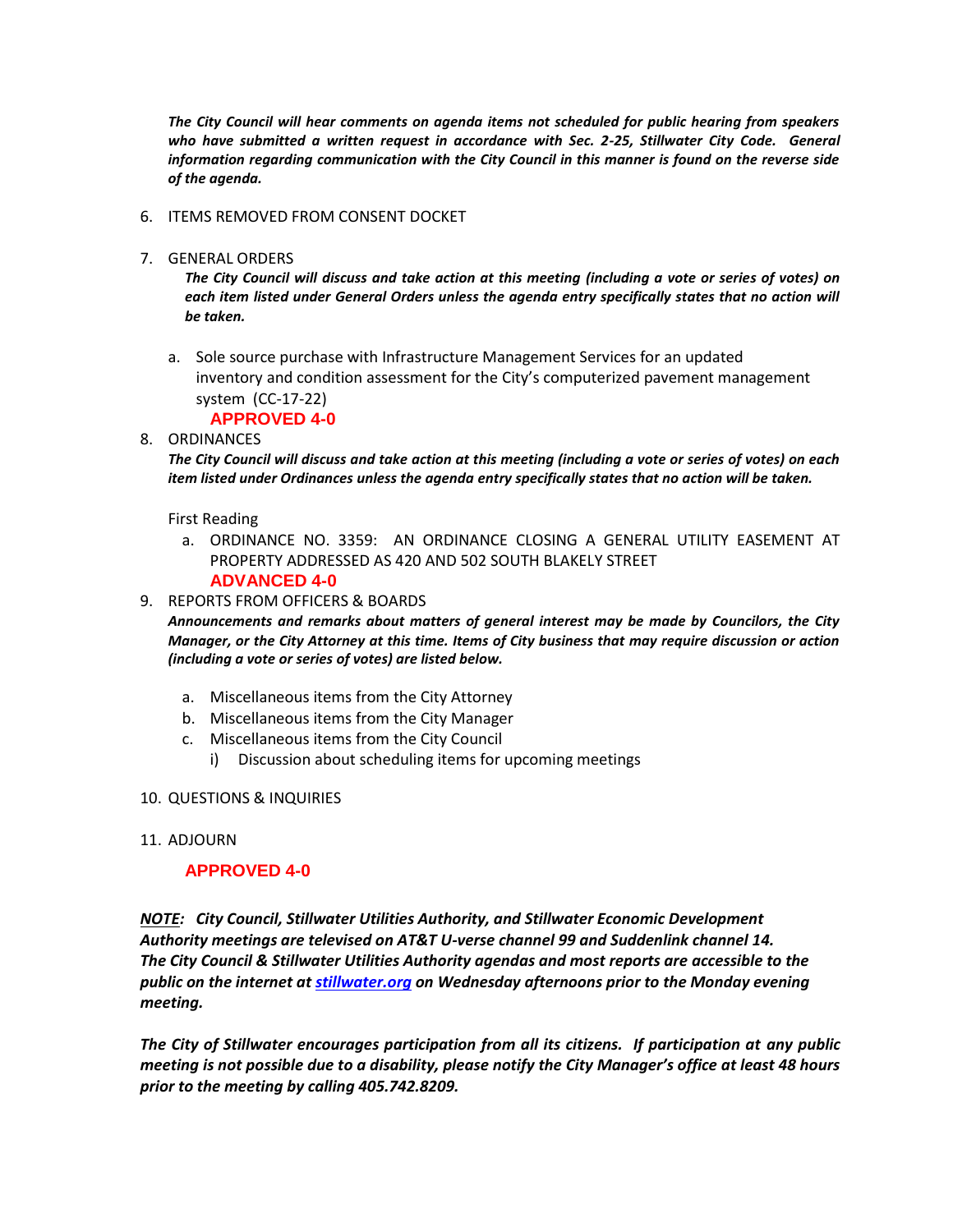*The City Council will hear comments on agenda items not scheduled for public hearing from speakers who have submitted a written request in accordance with Sec. 2-25, Stillwater City Code. General information regarding communication with the City Council in this manner is found on the reverse side of the agenda.*

6. ITEMS REMOVED FROM CONSENT DOCKET

7. GENERAL ORDERS

   ***The City Council will discuss and take action at this meeting (including a vote or series of votes) on each item listed under General Orders unless the agenda entry specifically states that no action will be taken.***

   a. Sole source purchase with Infrastructure Management Services for an updated inventory and condition assessment for the City's computerized pavement management system (CC-17-22)

      **APPROVED 4-0**

8. ORDINANCES

   ***The City Council will discuss and take action at this meeting (including a vote or series of votes) on each item listed under Ordinances unless the agenda entry specifically states that no action will be taken.***

   First Reading

   a. ORDINANCE NO. 3359: AN ORDINANCE CLOSING A GENERAL UTILITY EASEMENT AT PROPERTY ADDRESSED AS 420 AND 502 SOUTH BLAKELY STREET

      **ADVANCED 4-0**

9. REPORTS FROM OFFICERS & BOARDS

   ***Announcements and remarks about matters of general interest may be made by Councilors, the City Manager, or the City Attorney at this time. Items of City business that may require discussion or action (including a vote or series of votes) are listed below.***

   a. Miscellaneous items from the City Attorney
   b. Miscellaneous items from the City Manager
   c. Miscellaneous items from the City Council
      i) Discussion about scheduling items for upcoming meetings

10. QUESTIONS & INQUIRIES

11. ADJOURN

    **APPROVED 4-0**

***NOTE*: *City Council, Stillwater Utilities Authority, and Stillwater Economic Development Authority meetings are televised on AT&T U-verse channel 99 and Suddenlink channel 14. The City Council & Stillwater Utilities Authority agendas and most reports are accessible to the public on the internet at stillwater.org on Wednesday afternoons prior to the Monday evening meeting.***

***The City of Stillwater encourages participation from all its citizens. If participation at any public meeting is not possible due to a disability, please notify the City Manager's office at least 48 hours prior to the meeting by calling 405.742.8209.***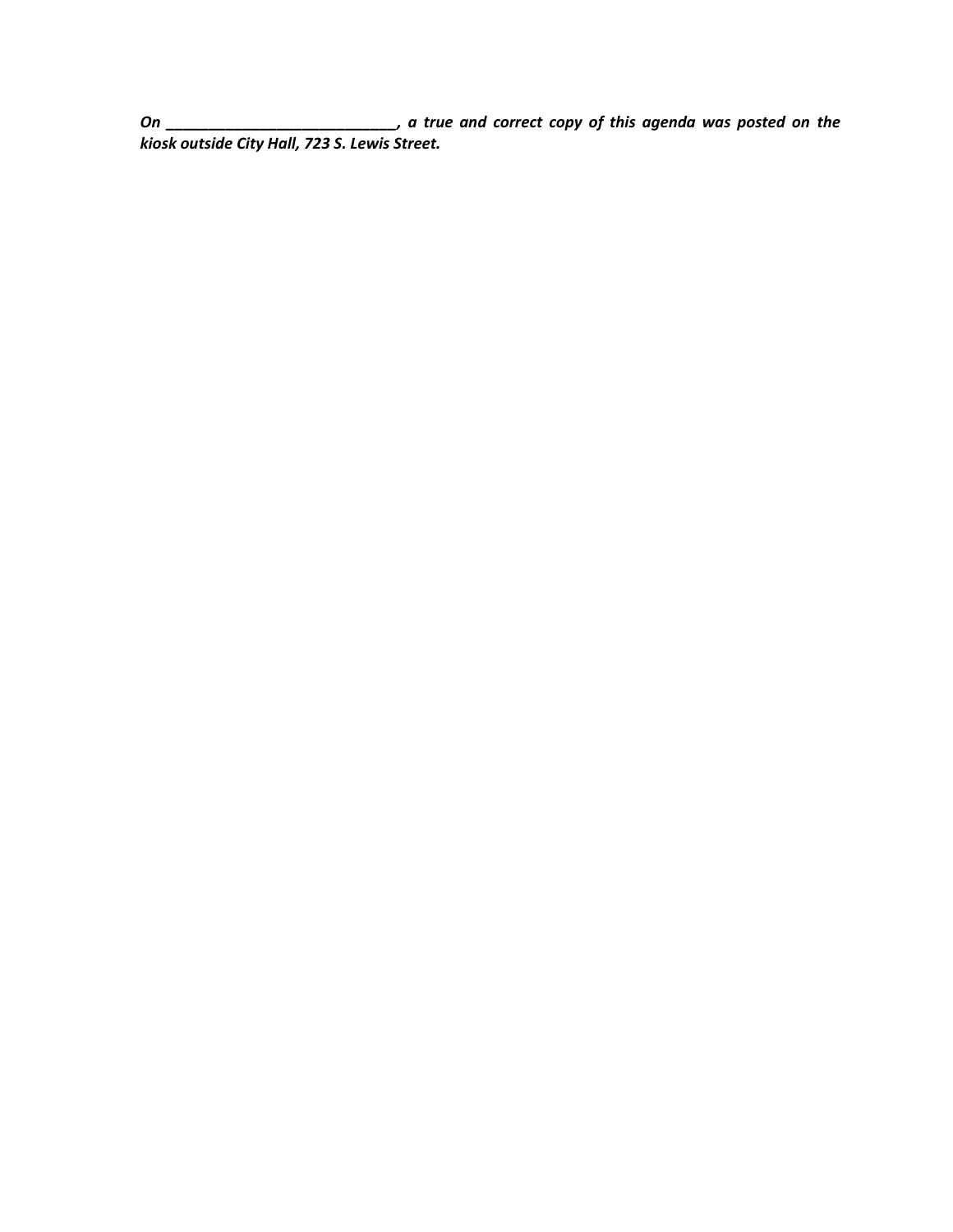***On _____________________________, a true and correct copy of this agenda was posted on the kiosk outside City Hall, 723 S. Lewis Street.***